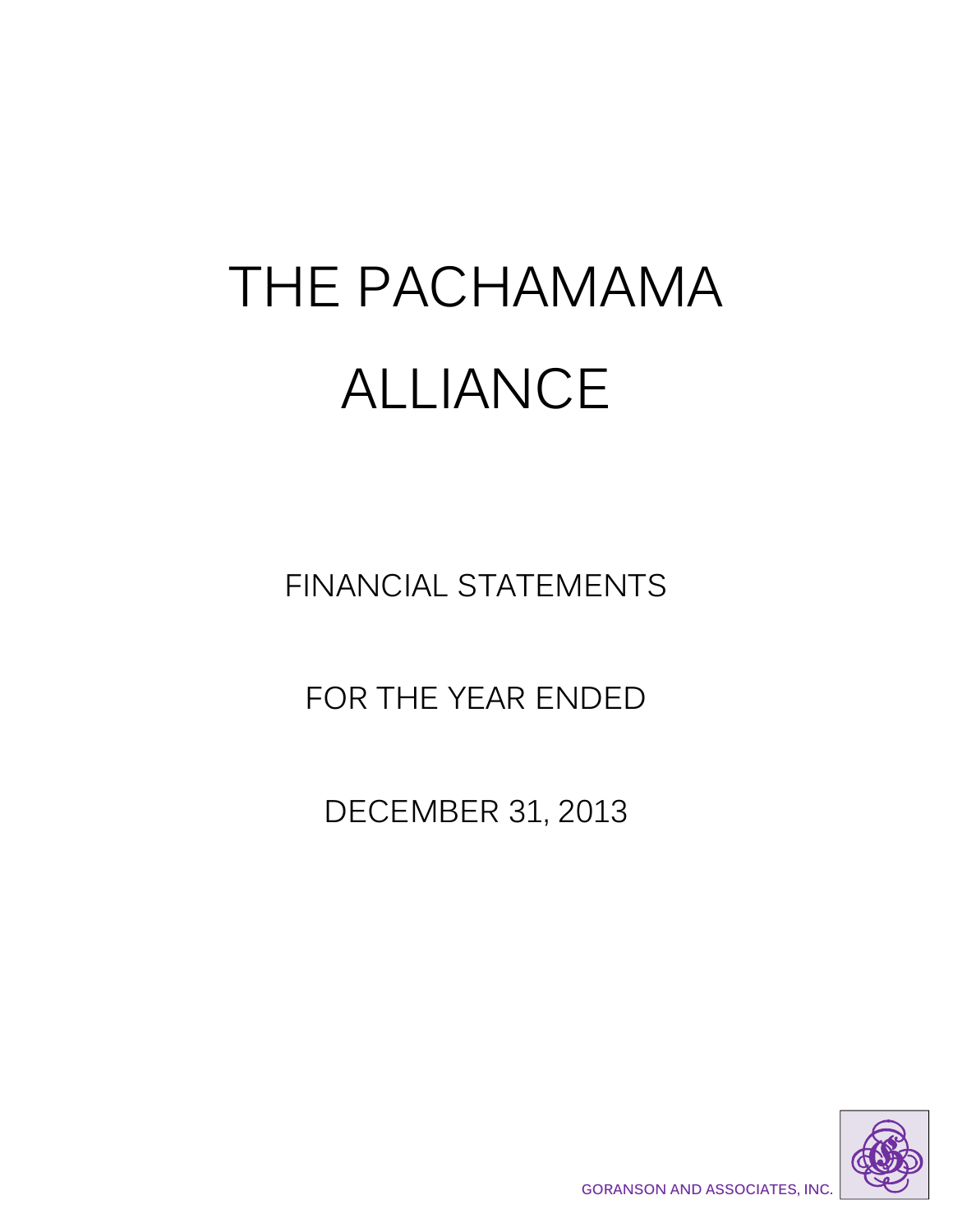# THE PACHAMAMA ALLIANCE

## FINANCIAL STATEMENTS

## FOR THE YEAR ENDED

## DECEMBER 31, 2013

GORANSON AND ASSOCIATES, INC.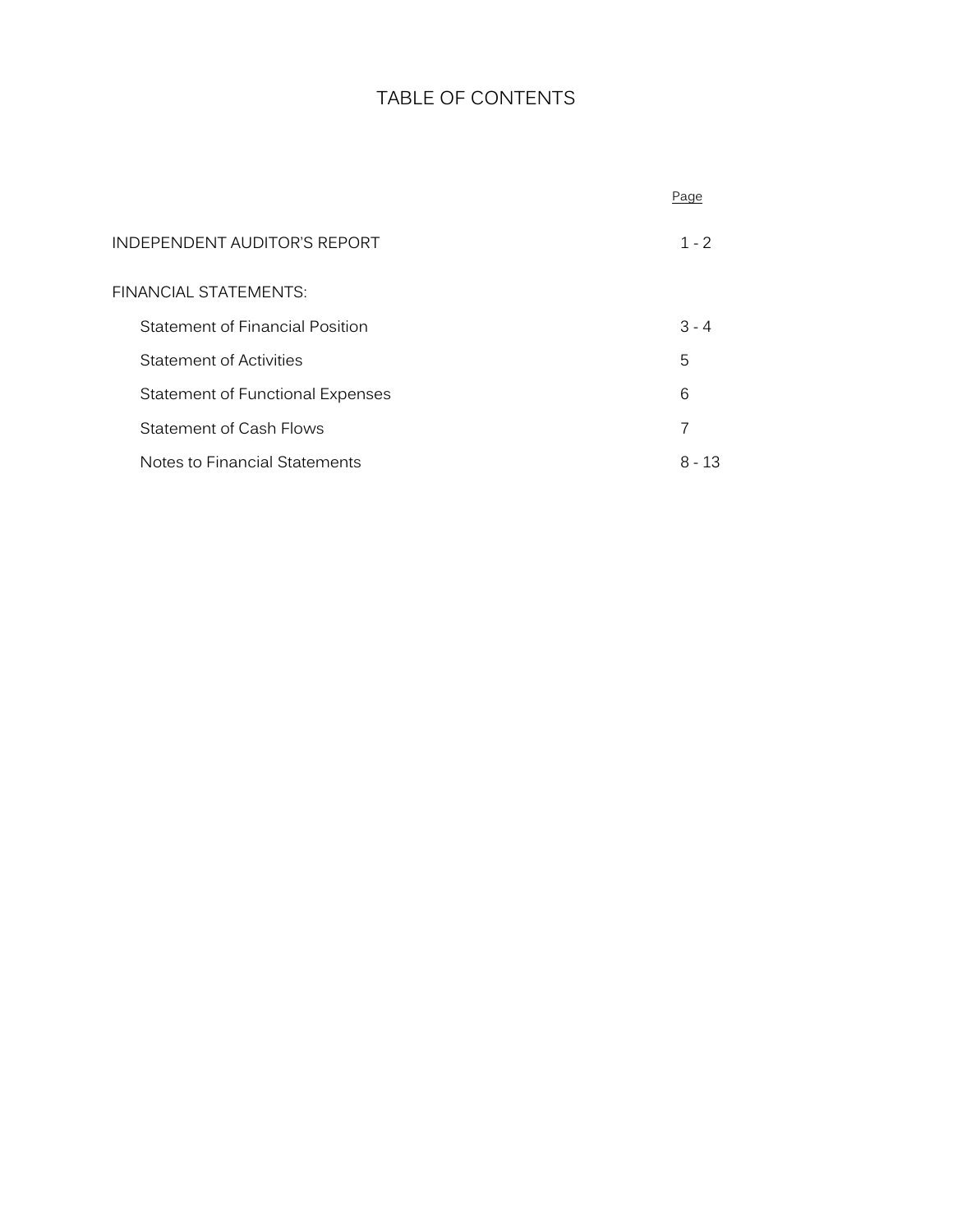# TABLE OF CONTENTS

| | Page |
|---|---|
| INDEPENDENT AUDITOR'S REPORT | 1 - 2 |
| FINANCIAL STATEMENTS: | |
| Statement of Financial Position | 3 - 4 |
| Statement of Activities | 5 |
| Statement of Functional Expenses | 6 |
| Statement of Cash Flows | 7 |
| Notes to Financial Statements | 8 - 13 |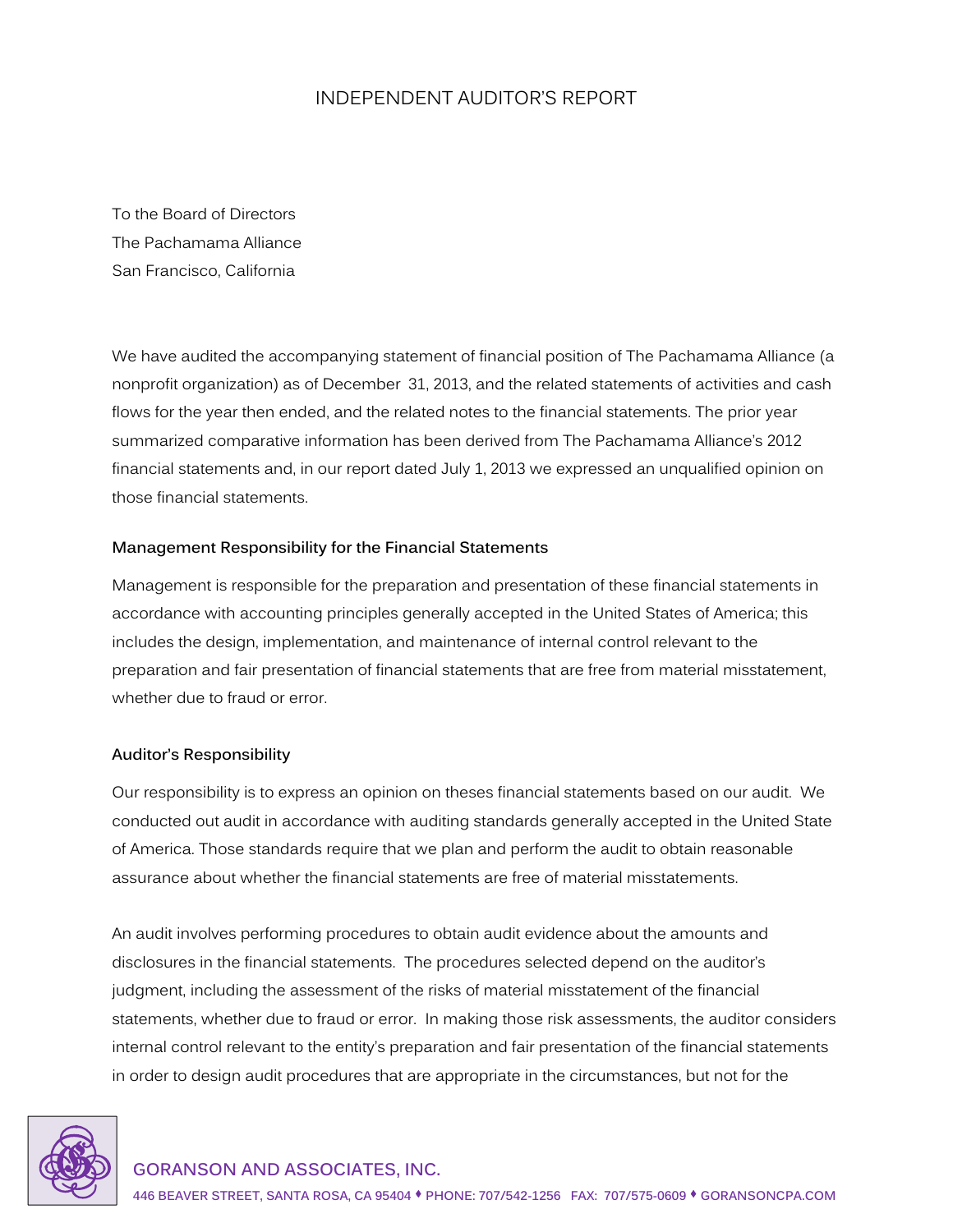# INDEPENDENT AUDITOR'S REPORT

To the Board of Directors
The Pachamama Alliance
San Francisco, California

We have audited the accompanying statement of financial position of The Pachamama Alliance (a nonprofit organization) as of December 31, 2013, and the related statements of activities and cash flows for the year then ended, and the related notes to the financial statements. The prior year summarized comparative information has been derived from The Pachamama Alliance's 2012 financial statements and, in our report dated July 1, 2013 we expressed an unqualified opinion on those financial statements.

### Management Responsibility for the Financial Statements

Management is responsible for the preparation and presentation of these financial statements in accordance with accounting principles generally accepted in the United States of America; this includes the design, implementation, and maintenance of internal control relevant to the preparation and fair presentation of financial statements that are free from material misstatement, whether due to fraud or error.

### Auditor's Responsibility

Our responsibility is to express an opinion on theses financial statements based on our audit. We conducted out audit in accordance with auditing standards generally accepted in the United State of America. Those standards require that we plan and perform the audit to obtain reasonable assurance about whether the financial statements are free of material misstatements.

An audit involves performing procedures to obtain audit evidence about the amounts and disclosures in the financial statements. The procedures selected depend on the auditor's judgment, including the assessment of the risks of material misstatement of the financial statements, whether due to fraud or error. In making those risk assessments, the auditor considers internal control relevant to the entity's preparation and fair presentation of the financial statements in order to design audit procedures that are appropriate in the circumstances, but not for the

GORANSON AND ASSOCIATES, INC.
446 BEAVER STREET, SANTA ROSA, CA 95404 ♦ PHONE: 707/542-1256 FAX: 707/575-0609 ♦ GORANSONCPA.COM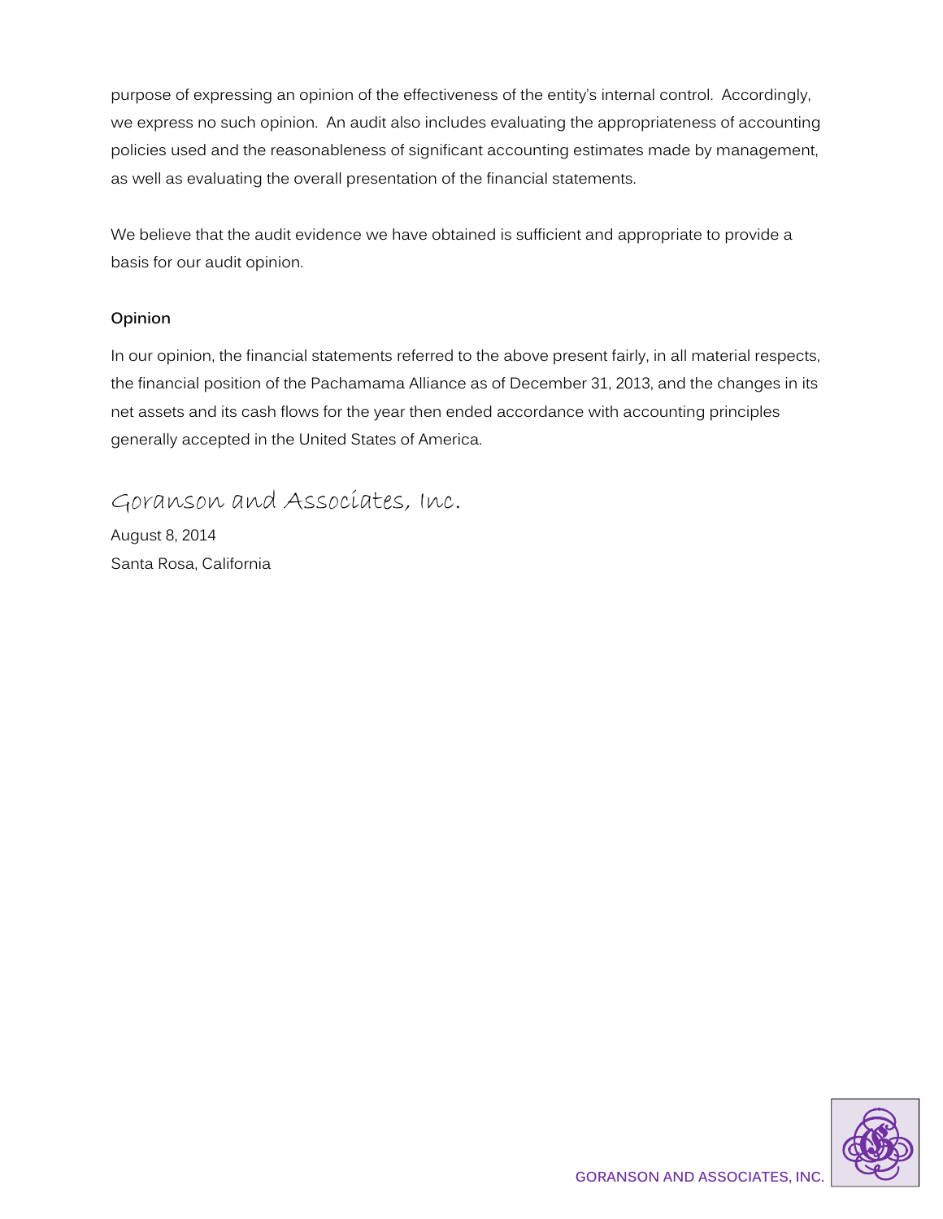purpose of expressing an opinion of the effectiveness of the entity's internal control. Accordingly, we express no such opinion. An audit also includes evaluating the appropriateness of accounting policies used and the reasonableness of significant accounting estimates made by management, as well as evaluating the overall presentation of the financial statements.

We believe that the audit evidence we have obtained is sufficient and appropriate to provide a basis for our audit opinion.

**Opinion**

In our opinion, the financial statements referred to the above present fairly, in all material respects, the financial position of the Pachamama Alliance as of December 31, 2013, and the changes in its net assets and its cash flows for the year then ended accordance with accounting principles generally accepted in the United States of America.

Goranson and Associates, Inc.

August 8, 2014

Santa Rosa, California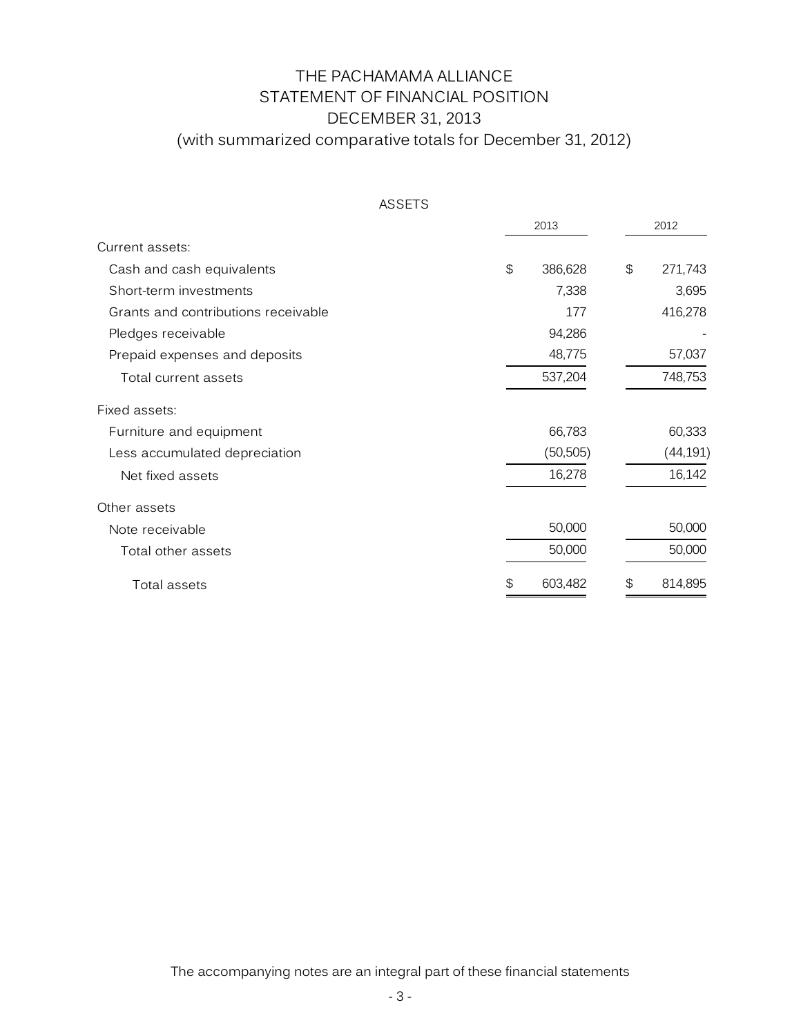# THE PACHAMAMA ALLIANCE
## STATEMENT OF FINANCIAL POSITION
## DECEMBER 31, 2013
### (with summarized comparative totals for December 31, 2012)

ASSETS

| | 2013 | 2012 |
|---|---|---|
| Current assets: | | |
| Cash and cash equivalents | $ 386,628 | $ 271,743 |
| Short-term investments | 7,338 | 3,695 |
| Grants and contributions receivable | 177 | 416,278 |
| Pledges receivable | 94,286 | - |
| Prepaid expenses and deposits | 48,775 | 57,037 |
| Total current assets | 537,204 | 748,753 |
| Fixed assets: | | |
| Furniture and equipment | 66,783 | 60,333 |
| Less accumulated depreciation | (50,505) | (44,191) |
| Net fixed assets | 16,278 | 16,142 |
| Other assets | | |
| Note receivable | 50,000 | 50,000 |
| Total other assets | 50,000 | 50,000 |
| Total assets | $ 603,482 | $ 814,895 |

The accompanying notes are an integral part of these financial statements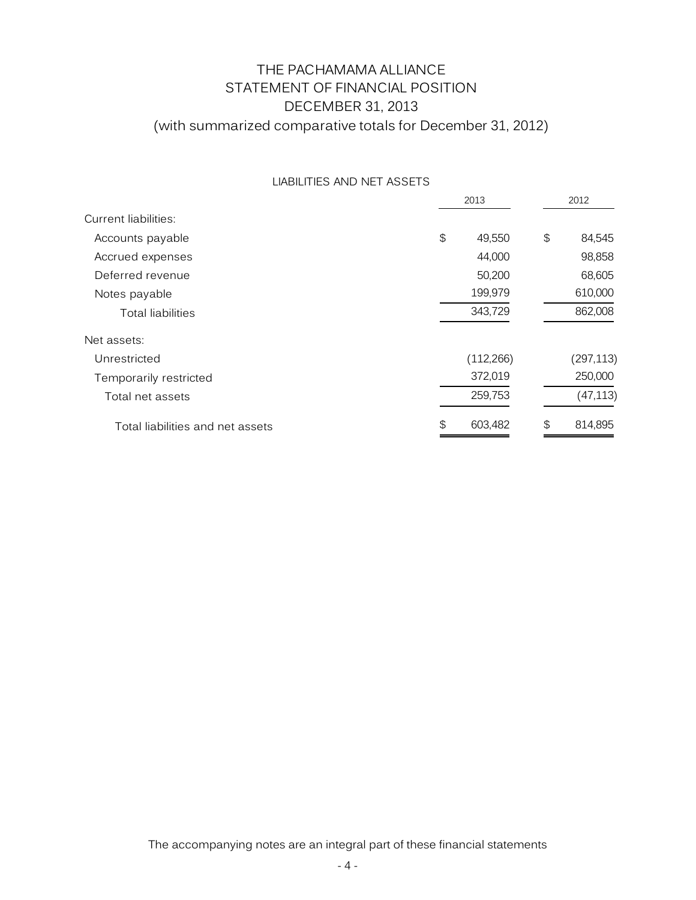# THE PACHAMAMA ALLIANCE
## STATEMENT OF FINANCIAL POSITION
## DECEMBER 31, 2013
### (with summarized comparative totals for December 31, 2012)

LIABILITIES AND NET ASSETS

| | 2013 | 2012 |
|---|---|---|
| Current liabilities: | | |
| Accounts payable | $ 49,550 | $ 84,545 |
| Accrued expenses | 44,000 | 98,858 |
| Deferred revenue | 50,200 | 68,605 |
| Notes payable | 199,979 | 610,000 |
| Total liabilities | 343,729 | 862,008 |
| Net assets: | | |
| Unrestricted | (112,266) | (297,113) |
| Temporarily restricted | 372,019 | 250,000 |
| Total net assets | 259,753 | (47,113) |
| Total liabilities and net assets | $ 603,482 | $ 814,895 |

The accompanying notes are an integral part of these financial statements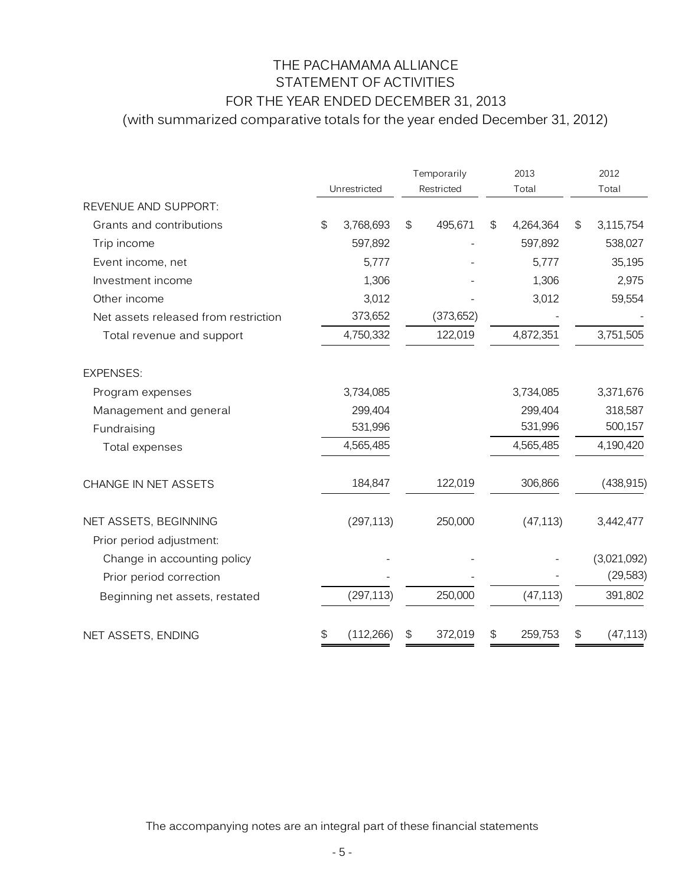# THE PACHAMAMA ALLIANCE
## STATEMENT OF ACTIVITIES
## FOR THE YEAR ENDED DECEMBER 31, 2013
### (with summarized comparative totals for the year ended December 31, 2012)

| | Unrestricted | Temporarily Restricted | 2013 Total | 2012 Total |
|---|---|---|---|---|
| REVENUE AND SUPPORT: | | | | |
| Grants and contributions | $ 3,768,693 | $ 495,671 | $ 4,264,364 | $ 3,115,754 |
| Trip income | 597,892 | - | 597,892 | 538,027 |
| Event income, net | 5,777 | - | 5,777 | 35,195 |
| Investment income | 1,306 | - | 1,306 | 2,975 |
| Other income | 3,012 | - | 3,012 | 59,554 |
| Net assets released from restriction | 373,652 | (373,652) | - | - |
| Total revenue and support | 4,750,332 | 122,019 | 4,872,351 | 3,751,505 |
| EXPENSES: | | | | |
| Program expenses | 3,734,085 | | 3,734,085 | 3,371,676 |
| Management and general | 299,404 | | 299,404 | 318,587 |
| Fundraising | 531,996 | | 531,996 | 500,157 |
| Total expenses | 4,565,485 | | 4,565,485 | 4,190,420 |
| CHANGE IN NET ASSETS | 184,847 | 122,019 | 306,866 | (438,915) |
| NET ASSETS, BEGINNING | (297,113) | 250,000 | (47,113) | 3,442,477 |
| Prior period adjustment: | | | | |
| Change in accounting policy | - | - | - | (3,021,092) |
| Prior period correction | - | - | - | (29,583) |
| Beginning net assets, restated | (297,113) | 250,000 | (47,113) | 391,802 |
| NET ASSETS, ENDING | $ (112,266) | $ 372,019 | $ 259,753 | $ (47,113) |

The accompanying notes are an integral part of these financial statements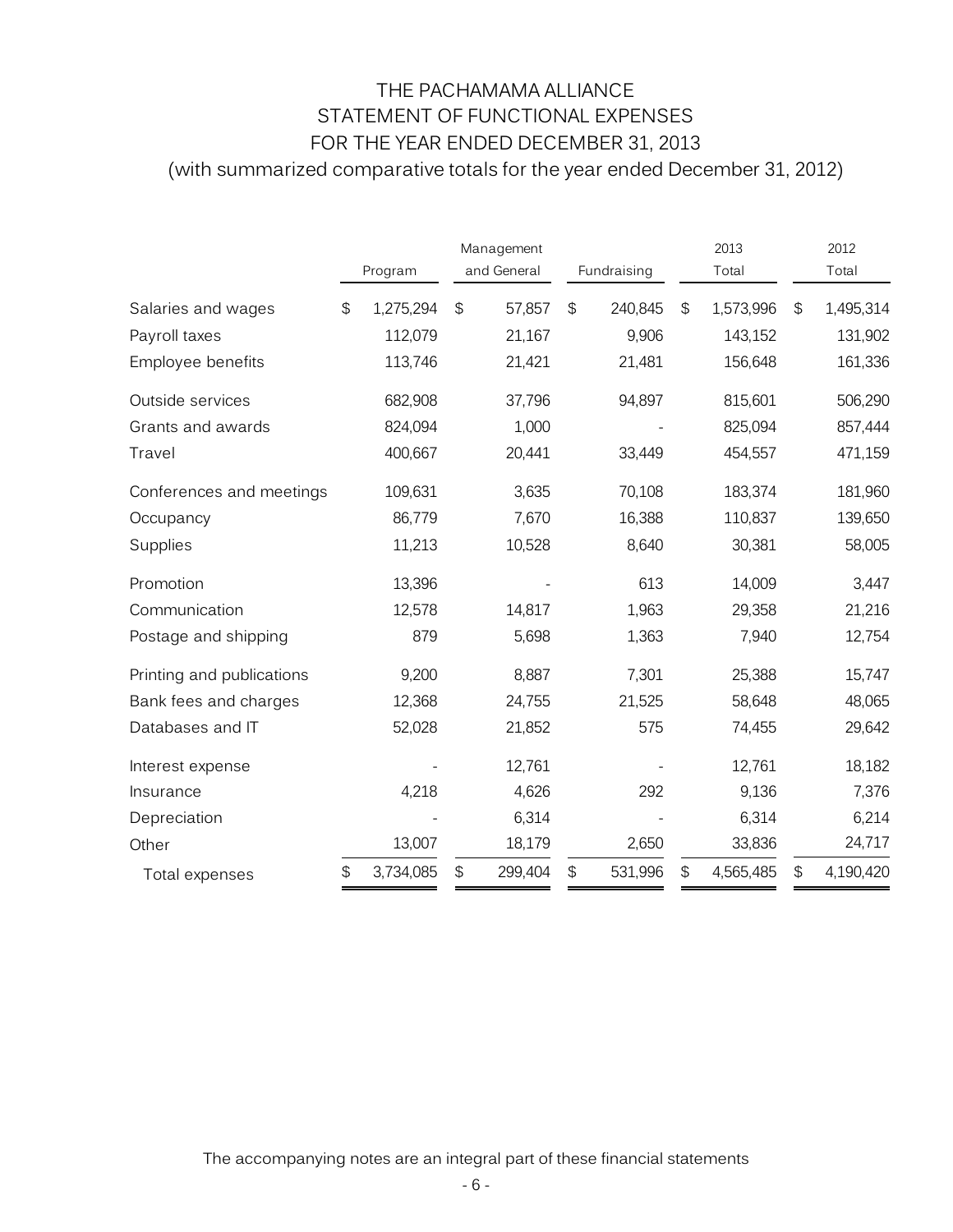# THE PACHAMAMA ALLIANCE
## STATEMENT OF FUNCTIONAL EXPENSES
## FOR THE YEAR ENDED DECEMBER 31, 2013
### (with summarized comparative totals for the year ended December 31, 2012)

| | Program | Management and General | Fundraising | 2013 Total | 2012 Total |
|---|---|---|---|---|---|
| Salaries and wages | $ 1,275,294 | $ 57,857 | $ 240,845 | $ 1,573,996 | $ 1,495,314 |
| Payroll taxes | 112,079 | 21,167 | 9,906 | 143,152 | 131,902 |
| Employee benefits | 113,746 | 21,421 | 21,481 | 156,648 | 161,336 |
| Outside services | 682,908 | 37,796 | 94,897 | 815,601 | 506,290 |
| Grants and awards | 824,094 | 1,000 | - | 825,094 | 857,444 |
| Travel | 400,667 | 20,441 | 33,449 | 454,557 | 471,159 |
| Conferences and meetings | 109,631 | 3,635 | 70,108 | 183,374 | 181,960 |
| Occupancy | 86,779 | 7,670 | 16,388 | 110,837 | 139,650 |
| Supplies | 11,213 | 10,528 | 8,640 | 30,381 | 58,005 |
| Promotion | 13,396 | - | 613 | 14,009 | 3,447 |
| Communication | 12,578 | 14,817 | 1,963 | 29,358 | 21,216 |
| Postage and shipping | 879 | 5,698 | 1,363 | 7,940 | 12,754 |
| Printing and publications | 9,200 | 8,887 | 7,301 | 25,388 | 15,747 |
| Bank fees and charges | 12,368 | 24,755 | 21,525 | 58,648 | 48,065 |
| Databases and IT | 52,028 | 21,852 | 575 | 74,455 | 29,642 |
| Interest expense | - | 12,761 | - | 12,761 | 18,182 |
| Insurance | 4,218 | 4,626 | 292 | 9,136 | 7,376 |
| Depreciation | - | 6,314 | - | 6,314 | 6,214 |
| Other | 13,007 | 18,179 | 2,650 | 33,836 | 24,717 |
| Total expenses | $ 3,734,085 | $ 299,404 | $ 531,996 | $ 4,565,485 | $ 4,190,420 |

The accompanying notes are an integral part of these financial statements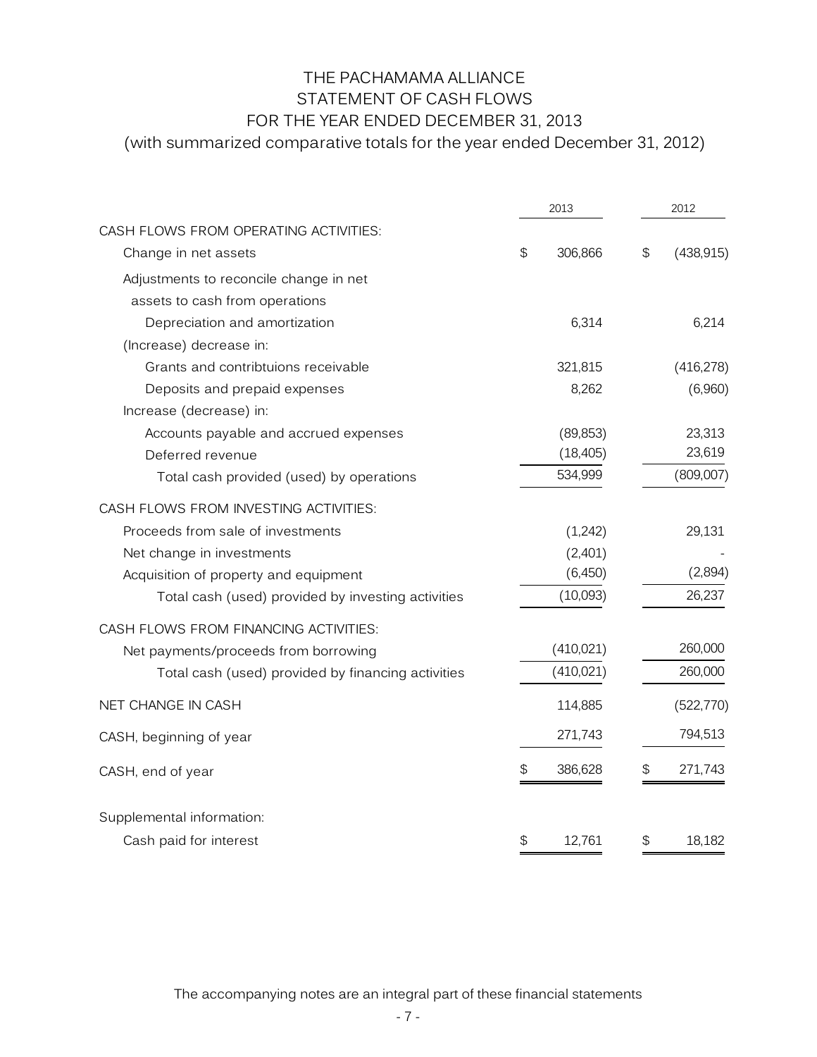# THE PACHAMAMA ALLIANCE
## STATEMENT OF CASH FLOWS
## FOR THE YEAR ENDED DECEMBER 31, 2013
### (with summarized comparative totals for the year ended December 31, 2012)

| | 2013 | 2012 |
|---|---|---|
| CASH FLOWS FROM OPERATING ACTIVITIES: | | |
| Change in net assets | $ 306,866 | $ (438,915) |
| Adjustments to reconcile change in net assets to cash from operations | | |
| Depreciation and amortization | 6,314 | 6,214 |
| (Increase) decrease in: | | |
| Grants and contribtuions receivable | 321,815 | (416,278) |
| Deposits and prepaid expenses | 8,262 | (6,960) |
| Increase (decrease) in: | | |
| Accounts payable and accrued expenses | (89,853) | 23,313 |
| Deferred revenue | (18,405) | 23,619 |
| Total cash provided (used) by operations | 534,999 | (809,007) |
| CASH FLOWS FROM INVESTING ACTIVITIES: | | |
| Proceeds from sale of investments | (1,242) | 29,131 |
| Net change in investments | (2,401) | - |
| Acquisition of property and equipment | (6,450) | (2,894) |
| Total cash (used) provided by investing activities | (10,093) | 26,237 |
| CASH FLOWS FROM FINANCING ACTIVITIES: | | |
| Net payments/proceeds from borrowing | (410,021) | 260,000 |
| Total cash (used) provided by financing activities | (410,021) | 260,000 |
| NET CHANGE IN CASH | 114,885 | (522,770) |
| CASH, beginning of year | 271,743 | 794,513 |
| CASH, end of year | $ 386,628 | $ 271,743 |
| Supplemental information: | | |
| Cash paid for interest | $ 12,761 | $ 18,182 |

The accompanying notes are an integral part of these financial statements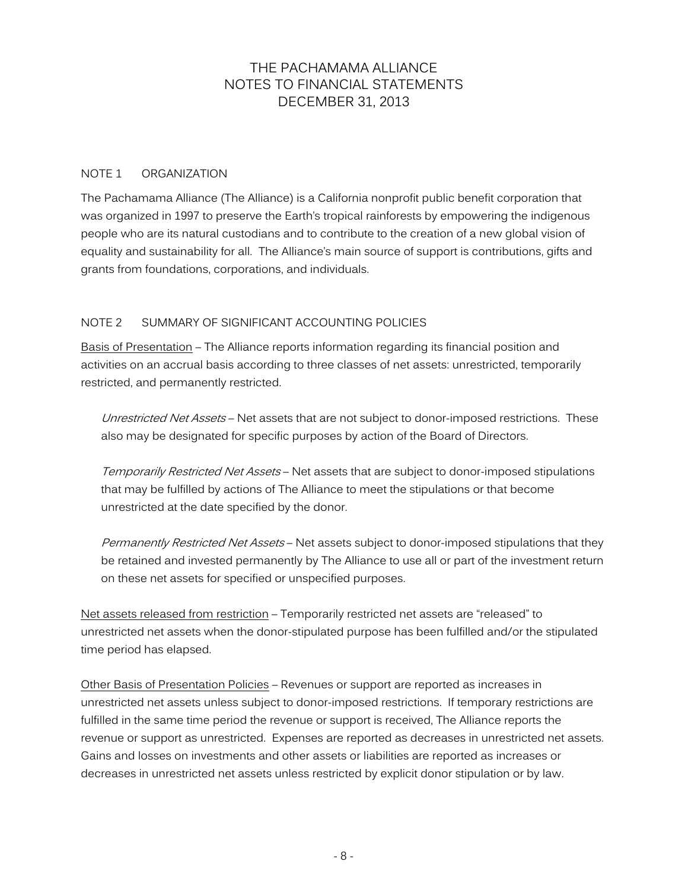# THE PACHAMAMA ALLIANCE
## NOTES TO FINANCIAL STATEMENTS
## DECEMBER 31, 2013

### NOTE 1 ORGANIZATION

The Pachamama Alliance (The Alliance) is a California nonprofit public benefit corporation that was organized in 1997 to preserve the Earth's tropical rainforests by empowering the indigenous people who are its natural custodians and to contribute to the creation of a new global vision of equality and sustainability for all. The Alliance's main source of support is contributions, gifts and grants from foundations, corporations, and individuals.

### NOTE 2 SUMMARY OF SIGNIFICANT ACCOUNTING POLICIES

Basis of Presentation – The Alliance reports information regarding its financial position and activities on an accrual basis according to three classes of net assets: unrestricted, temporarily restricted, and permanently restricted.

*Unrestricted Net Assets* – Net assets that are not subject to donor-imposed restrictions. These also may be designated for specific purposes by action of the Board of Directors.

*Temporarily Restricted Net Assets* – Net assets that are subject to donor-imposed stipulations that may be fulfilled by actions of The Alliance to meet the stipulations or that become unrestricted at the date specified by the donor.

*Permanently Restricted Net Assets* – Net assets subject to donor-imposed stipulations that they be retained and invested permanently by The Alliance to use all or part of the investment return on these net assets for specified or unspecified purposes.

Net assets released from restriction – Temporarily restricted net assets are "released" to unrestricted net assets when the donor-stipulated purpose has been fulfilled and/or the stipulated time period has elapsed.

Other Basis of Presentation Policies – Revenues or support are reported as increases in unrestricted net assets unless subject to donor-imposed restrictions. If temporary restrictions are fulfilled in the same time period the revenue or support is received, The Alliance reports the revenue or support as unrestricted. Expenses are reported as decreases in unrestricted net assets. Gains and losses on investments and other assets or liabilities are reported as increases or decreases in unrestricted net assets unless restricted by explicit donor stipulation or by law.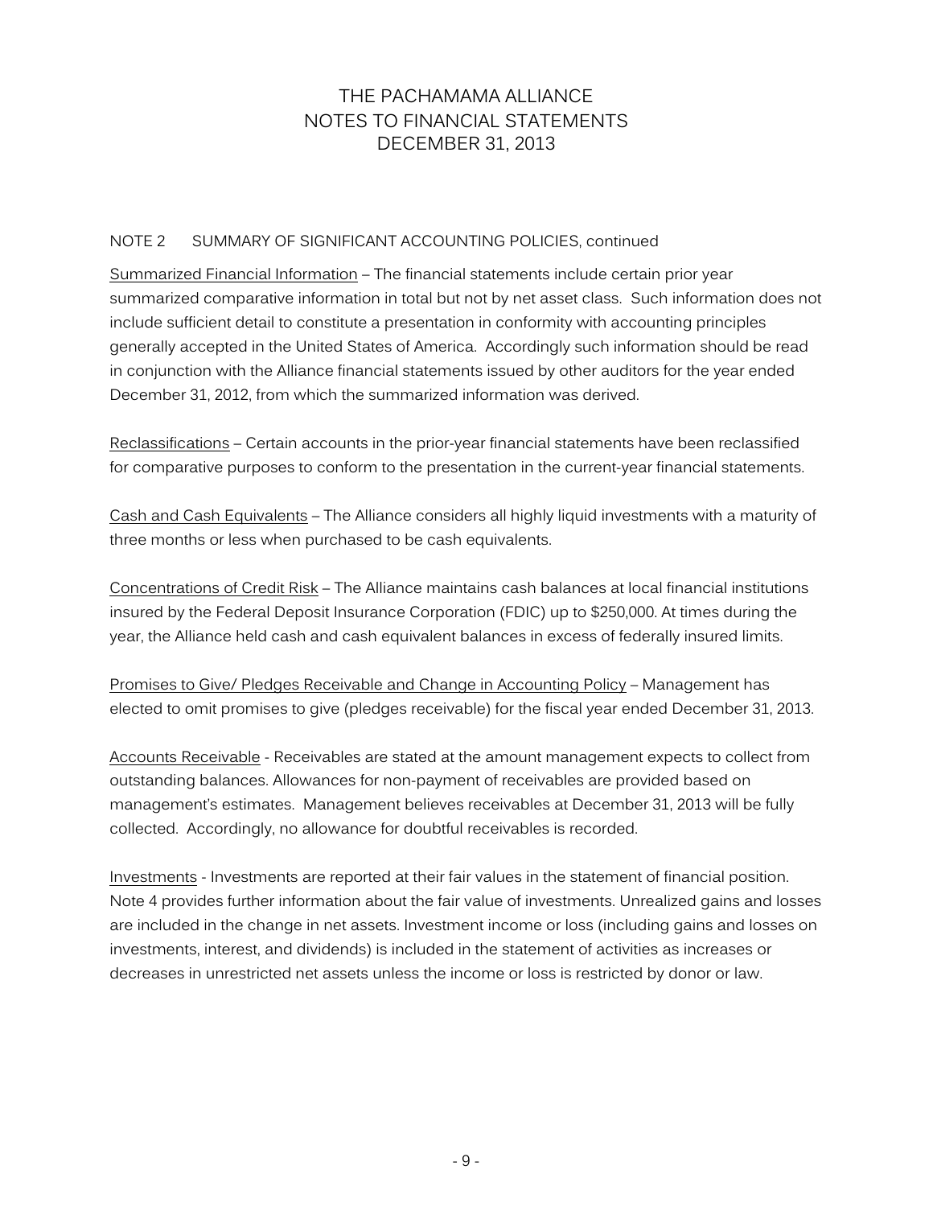# THE PACHAMAMA ALLIANCE
## NOTES TO FINANCIAL STATEMENTS
## DECEMBER 31, 2013

NOTE 2 SUMMARY OF SIGNIFICANT ACCOUNTING POLICIES, continued

Summarized Financial Information – The financial statements include certain prior year summarized comparative information in total but not by net asset class. Such information does not include sufficient detail to constitute a presentation in conformity with accounting principles generally accepted in the United States of America. Accordingly such information should be read in conjunction with the Alliance financial statements issued by other auditors for the year ended December 31, 2012, from which the summarized information was derived.

Reclassifications – Certain accounts in the prior-year financial statements have been reclassified for comparative purposes to conform to the presentation in the current-year financial statements.

Cash and Cash Equivalents – The Alliance considers all highly liquid investments with a maturity of three months or less when purchased to be cash equivalents.

Concentrations of Credit Risk – The Alliance maintains cash balances at local financial institutions insured by the Federal Deposit Insurance Corporation (FDIC) up to $250,000. At times during the year, the Alliance held cash and cash equivalent balances in excess of federally insured limits.

Promises to Give/ Pledges Receivable and Change in Accounting Policy – Management has elected to omit promises to give (pledges receivable) for the fiscal year ended December 31, 2013.

Accounts Receivable - Receivables are stated at the amount management expects to collect from outstanding balances. Allowances for non-payment of receivables are provided based on management's estimates. Management believes receivables at December 31, 2013 will be fully collected. Accordingly, no allowance for doubtful receivables is recorded.

Investments - Investments are reported at their fair values in the statement of financial position. Note 4 provides further information about the fair value of investments. Unrealized gains and losses are included in the change in net assets. Investment income or loss (including gains and losses on investments, interest, and dividends) is included in the statement of activities as increases or decreases in unrestricted net assets unless the income or loss is restricted by donor or law.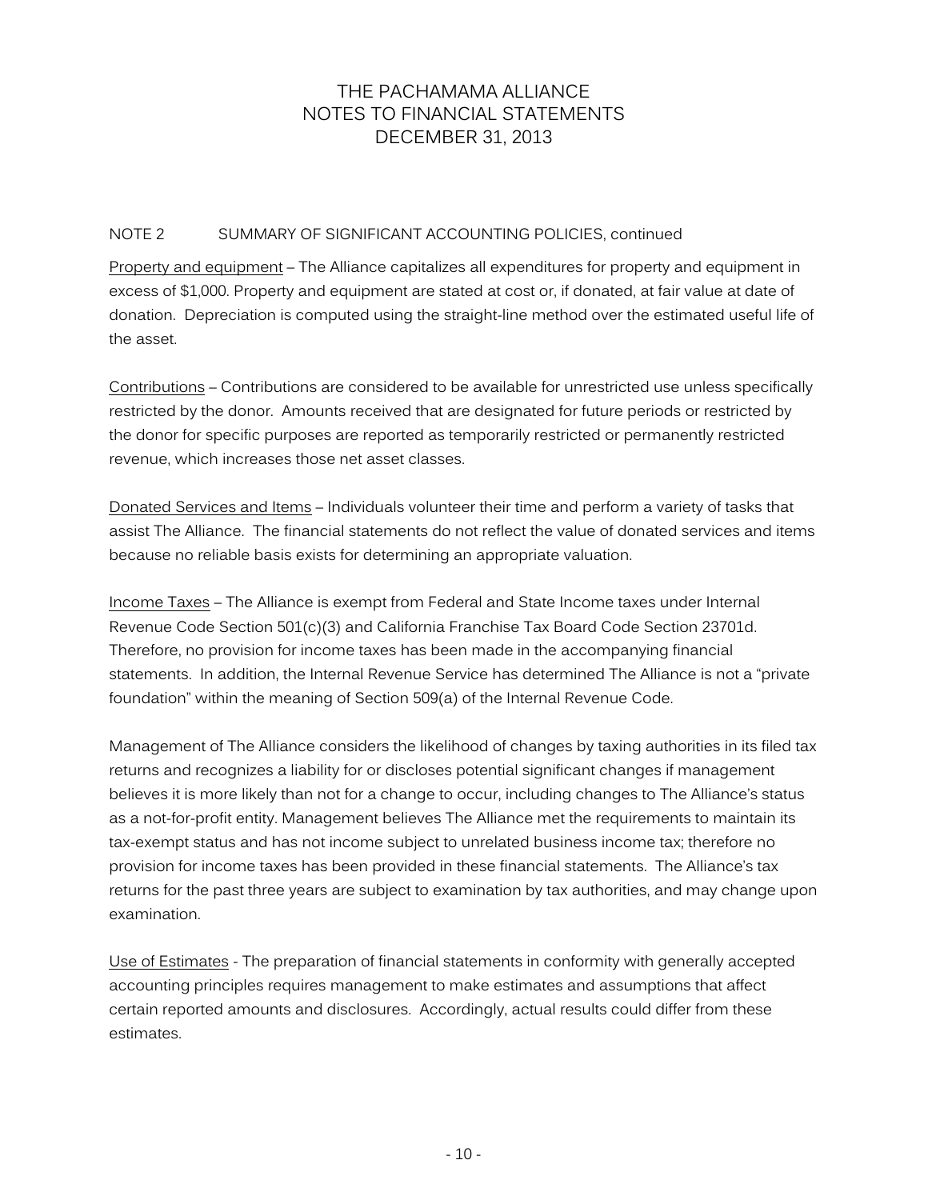# THE PACHAMAMA ALLIANCE
# NOTES TO FINANCIAL STATEMENTS
# DECEMBER 31, 2013

## NOTE 2 SUMMARY OF SIGNIFICANT ACCOUNTING POLICIES, continued

Property and equipment – The Alliance capitalizes all expenditures for property and equipment in excess of $1,000. Property and equipment are stated at cost or, if donated, at fair value at date of donation. Depreciation is computed using the straight-line method over the estimated useful life of the asset.

Contributions – Contributions are considered to be available for unrestricted use unless specifically restricted by the donor. Amounts received that are designated for future periods or restricted by the donor for specific purposes are reported as temporarily restricted or permanently restricted revenue, which increases those net asset classes.

Donated Services and Items – Individuals volunteer their time and perform a variety of tasks that assist The Alliance. The financial statements do not reflect the value of donated services and items because no reliable basis exists for determining an appropriate valuation.

Income Taxes – The Alliance is exempt from Federal and State Income taxes under Internal Revenue Code Section 501(c)(3) and California Franchise Tax Board Code Section 23701d. Therefore, no provision for income taxes has been made in the accompanying financial statements. In addition, the Internal Revenue Service has determined The Alliance is not a "private foundation" within the meaning of Section 509(a) of the Internal Revenue Code.

Management of The Alliance considers the likelihood of changes by taxing authorities in its filed tax returns and recognizes a liability for or discloses potential significant changes if management believes it is more likely than not for a change to occur, including changes to The Alliance's status as a not-for-profit entity. Management believes The Alliance met the requirements to maintain its tax-exempt status and has not income subject to unrelated business income tax; therefore no provision for income taxes has been provided in these financial statements. The Alliance's tax returns for the past three years are subject to examination by tax authorities, and may change upon examination.

Use of Estimates - The preparation of financial statements in conformity with generally accepted accounting principles requires management to make estimates and assumptions that affect certain reported amounts and disclosures. Accordingly, actual results could differ from these estimates.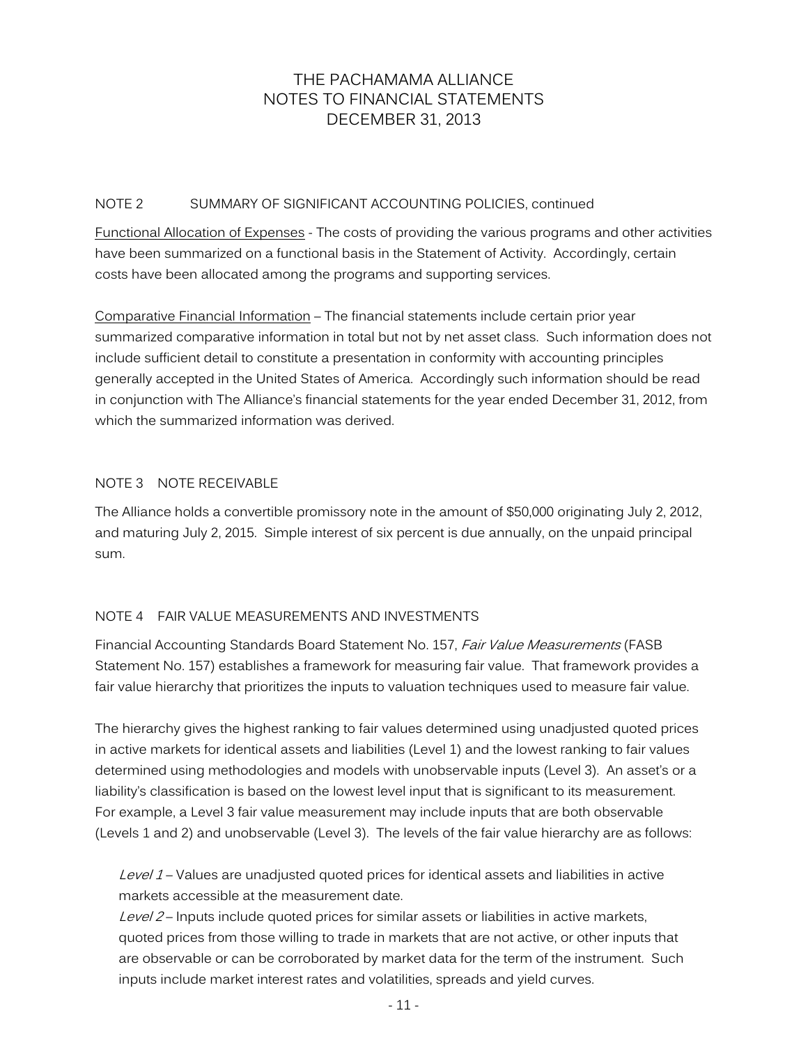THE PACHAMAMA ALLIANCE
NOTES TO FINANCIAL STATEMENTS
DECEMBER 31, 2013

NOTE 2 SUMMARY OF SIGNIFICANT ACCOUNTING POLICIES, continued

Functional Allocation of Expenses - The costs of providing the various programs and other activities have been summarized on a functional basis in the Statement of Activity. Accordingly, certain costs have been allocated among the programs and supporting services.

Comparative Financial Information – The financial statements include certain prior year summarized comparative information in total but not by net asset class. Such information does not include sufficient detail to constitute a presentation in conformity with accounting principles generally accepted in the United States of America. Accordingly such information should be read in conjunction with The Alliance's financial statements for the year ended December 31, 2012, from which the summarized information was derived.

NOTE 3 NOTE RECEIVABLE

The Alliance holds a convertible promissory note in the amount of $50,000 originating July 2, 2012, and maturing July 2, 2015. Simple interest of six percent is due annually, on the unpaid principal sum.

NOTE 4 FAIR VALUE MEASUREMENTS AND INVESTMENTS

Financial Accounting Standards Board Statement No. 157, *Fair Value Measurements* (FASB Statement No. 157) establishes a framework for measuring fair value. That framework provides a fair value hierarchy that prioritizes the inputs to valuation techniques used to measure fair value.

The hierarchy gives the highest ranking to fair values determined using unadjusted quoted prices in active markets for identical assets and liabilities (Level 1) and the lowest ranking to fair values determined using methodologies and models with unobservable inputs (Level 3). An asset's or a liability's classification is based on the lowest level input that is significant to its measurement. For example, a Level 3 fair value measurement may include inputs that are both observable (Levels 1 and 2) and unobservable (Level 3). The levels of the fair value hierarchy are as follows:

*Level 1* – Values are unadjusted quoted prices for identical assets and liabilities in active markets accessible at the measurement date.

*Level 2* – Inputs include quoted prices for similar assets or liabilities in active markets, quoted prices from those willing to trade in markets that are not active, or other inputs that are observable or can be corroborated by market data for the term of the instrument. Such inputs include market interest rates and volatilities, spreads and yield curves.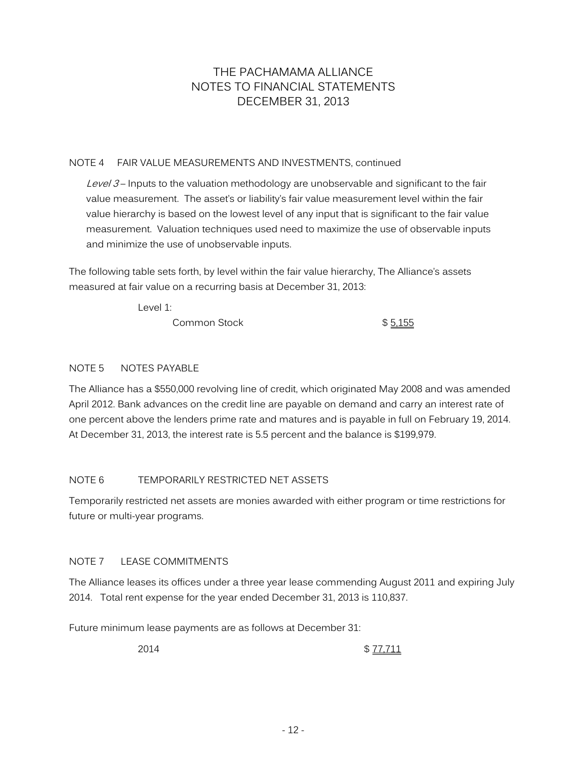# THE PACHAMAMA ALLIANCE
# NOTES TO FINANCIAL STATEMENTS
# DECEMBER 31, 2013

## NOTE 4 FAIR VALUE MEASUREMENTS AND INVESTMENTS, continued

*Level 3* – Inputs to the valuation methodology are unobservable and significant to the fair value measurement. The asset's or liability's fair value measurement level within the fair value hierarchy is based on the lowest level of any input that is significant to the fair value measurement. Valuation techniques used need to maximize the use of observable inputs and minimize the use of unobservable inputs.

The following table sets forth, by level within the fair value hierarchy, The Alliance's assets measured at fair value on a recurring basis at December 31, 2013:

| | |
|---|---|
| Level 1: | |
| Common Stock | $ 5,155 |

## NOTE 5 NOTES PAYABLE

The Alliance has a $550,000 revolving line of credit, which originated May 2008 and was amended April 2012. Bank advances on the credit line are payable on demand and carry an interest rate of one percent above the lenders prime rate and matures and is payable in full on February 19, 2014. At December 31, 2013, the interest rate is 5.5 percent and the balance is $199,979.

## NOTE 6 TEMPORARILY RESTRICTED NET ASSETS

Temporarily restricted net assets are monies awarded with either program or time restrictions for future or multi-year programs.

## NOTE 7 LEASE COMMITMENTS

The Alliance leases its offices under a three year lease commending August 2011 and expiring July 2014. Total rent expense for the year ended December 31, 2013 is 110,837.

Future minimum lease payments are as follows at December 31:

| | |
|---|---|
| 2014 | $ 77,711 |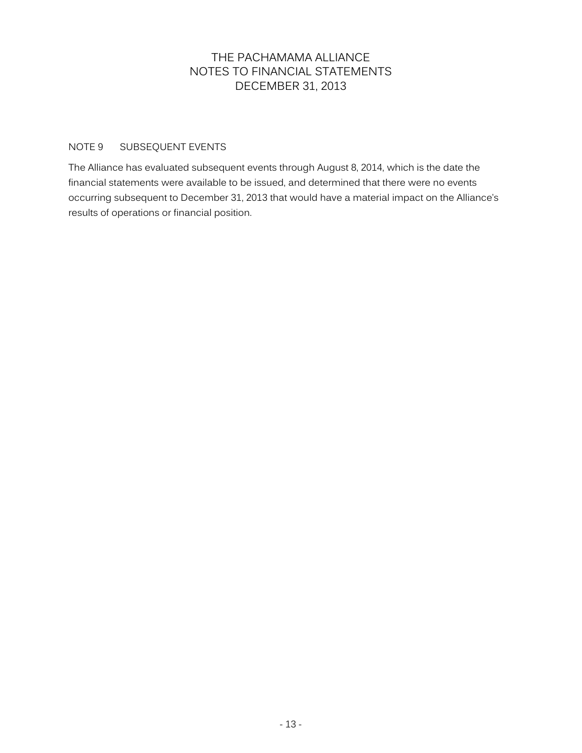# THE PACHAMAMA ALLIANCE
# NOTES TO FINANCIAL STATEMENTS
# DECEMBER 31, 2013

## NOTE 9 SUBSEQUENT EVENTS

The Alliance has evaluated subsequent events through August 8, 2014, which is the date the financial statements were available to be issued, and determined that there were no events occurring subsequent to December 31, 2013 that would have a material impact on the Alliance's results of operations or financial position.